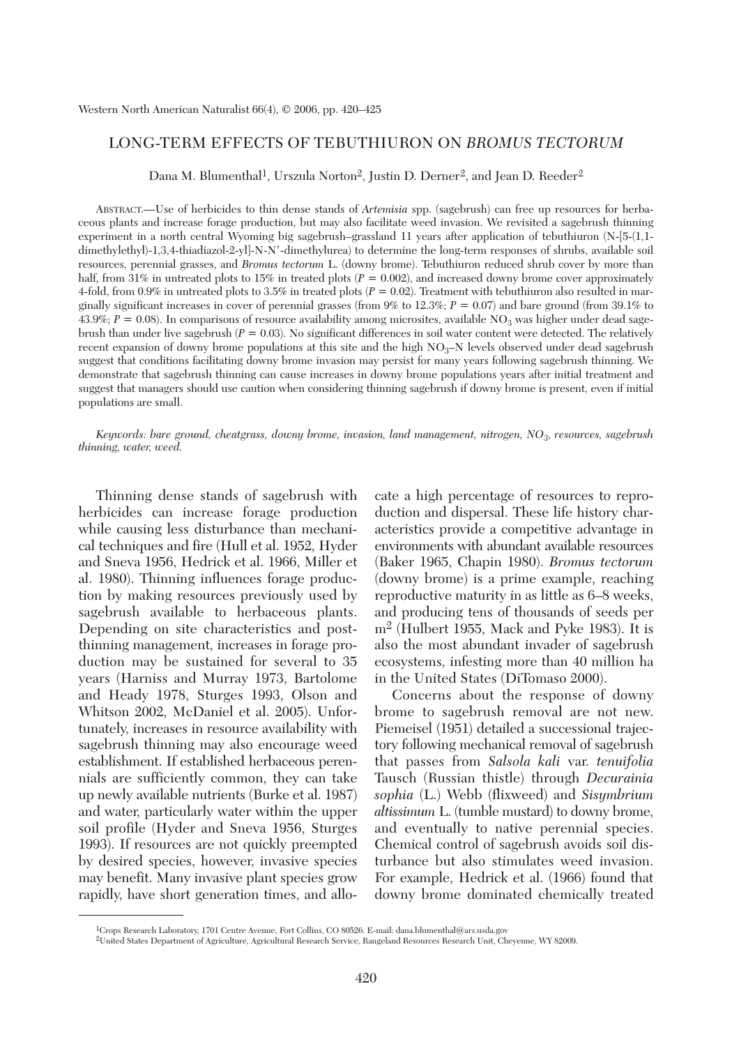# LONG-TERM EFFECTS OF TEBUTHIURON ON *BROMUS TECTORUM*

Dana M. Blumenthal[1], Urszula Norton[2], Justin D. Derner[2], and Jean D. Reeder[2]

ABSTRACT.—Use of herbicides to thin dense stands of *Artemisia* spp. (sagebrush) can free up resources for herbaceous plants and increase forage production, but may also facilitate weed invasion. We revisited a sagebrush thinning experiment in a north central Wyoming big sagebrush–grassland 11 years after application of tebuthiuron (N-[5-(1,1-dimethylethyl)-1,3,4-thiadiazol-2-yl]-N-N′-dimethylurea) to determine the long-term responses of shrubs, available soil resources, perennial grasses, and *Bromus tectorum* L. (downy brome). Tebuthiuron reduced shrub cover by more than half, from 31% in untreated plots to 15% in treated plots ($P = 0.002$), and increased downy brome cover approximately 4-fold, from 0.9% in untreated plots to 3.5% in treated plots ($P = 0.02$). Treatment with tebuthiuron also resulted in marginally significant increases in cover of perennial grasses (from 9% to 12.3%; $P = 0.07$) and bare ground (from 39.1% to 43.9%; $P = 0.08$). In comparisons of resource availability among microsites, available $NO_3$ was higher under dead sagebrush than under live sagebrush ($P = 0.03$). No significant differences in soil water content were detected. The relatively recent expansion of downy brome populations at this site and the high $NO_3$–N levels observed under dead sagebrush suggest that conditions facilitating downy brome invasion may persist for many years following sagebrush thinning. We demonstrate that sagebrush thinning can cause increases in downy brome populations years after initial treatment and suggest that managers should use caution when considering thinning sagebrush if downy brome is present, even if initial populations are small.

*Keywords: bare ground, cheatgrass, downy brome, invasion, land management, nitrogen, $NO_3$, resources, sagebrush thinning, water, weed.*

Thinning dense stands of sagebrush with herbicides can increase forage production while causing less disturbance than mechanical techniques and fire (Hull et al. 1952, Hyder and Sneva 1956, Hedrick et al. 1966, Miller et al. 1980). Thinning influences forage production by making resources previously used by sagebrush available to herbaceous plants. Depending on site characteristics and post-thinning management, increases in forage production may be sustained for several to 35 years (Harniss and Murray 1973, Bartolome and Heady 1978, Sturges 1993, Olson and Whitson 2002, McDaniel et al. 2005). Unfortunately, increases in resource availability with sagebrush thinning may also encourage weed establishment. If established herbaceous perennials are sufficiently common, they can take up newly available nutrients (Burke et al. 1987) and water, particularly water within the upper soil profile (Hyder and Sneva 1956, Sturges 1993). If resources are not quickly preempted by desired species, however, invasive species may benefit. Many invasive plant species grow rapidly, have short generation times, and allocate a high percentage of resources to reproduction and dispersal. These life history characteristics provide a competitive advantage in environments with abundant available resources (Baker 1965, Chapin 1980). *Bromus tectorum* (downy brome) is a prime example, reaching reproductive maturity in as little as 6–8 weeks, and producing tens of thousands of seeds per $m^2$ (Hulbert 1955, Mack and Pyke 1983). It is also the most abundant invader of sagebrush ecosystems, infesting more than 40 million ha in the United States (DiTomaso 2000).

Concerns about the response of downy brome to sagebrush removal are not new. Piemeisel (1951) detailed a successional trajectory following mechanical removal of sagebrush that passes from *Salsola kali* var. *tenuifolia* Tausch (Russian thistle) through *Decurainia sophia* (L.) Webb (flixweed) and *Sisymbrium altissimum* L. (tumble mustard) to downy brome, and eventually to native perennial species. Chemical control of sagebrush avoids soil disturbance but also stimulates weed invasion. For example, Hedrick et al. (1966) found that downy brome dominated chemically treated

[1]Crops Research Laboratory, 1701 Centre Avenue, Fort Collins, CO 80526. E-mail: dana.blumenthal@ars.usda.gov

[2]United States Department of Agriculture, Agricultural Research Service, Rangeland Resources Research Unit, Cheyenne, WY 82009.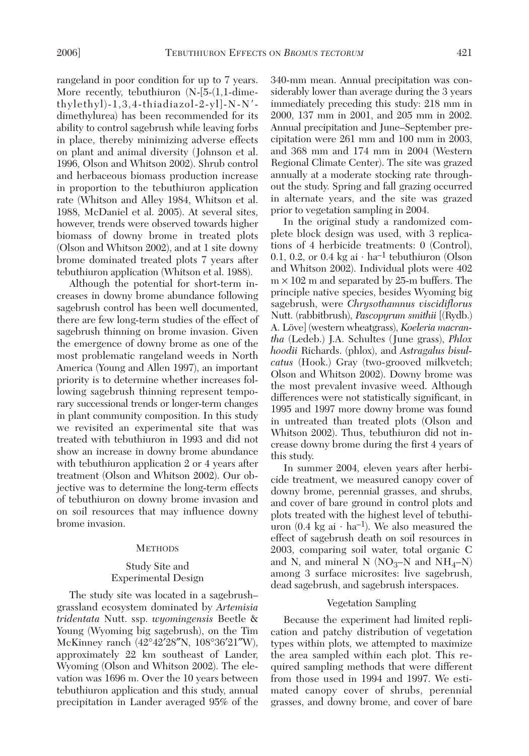rangeland in poor condition for up to 7 years. More recently, tebuthiuron (N-[5-(1,1-dimethylethyl)-1,3,4-thiadiazol-2-yl]-N-N′-dimethylurea) has been recommended for its ability to control sagebrush while leaving forbs in place, thereby minimizing adverse effects on plant and animal diversity (Johnson et al. 1996, Olson and Whitson 2002). Shrub control and herbaceous biomass production increase in proportion to the tebuthiuron application rate (Whitson and Alley 1984, Whitson et al. 1988, McDaniel et al. 2005). At several sites, however, trends were observed towards higher biomass of downy brome in treated plots (Olson and Whitson 2002), and at 1 site downy brome dominated treated plots 7 years after tebuthiuron application (Whitson et al. 1988).

Although the potential for short-term increases in downy brome abundance following sagebrush control has been well documented, there are few long-term studies of the effect of sagebrush thinning on brome invasion. Given the emergence of downy brome as one of the most problematic rangeland weeds in North America (Young and Allen 1997), an important priority is to determine whether increases following sagebrush thinning represent temporary successional trends or longer-term changes in plant community composition. In this study we revisited an experimental site that was treated with tebuthiuron in 1993 and did not show an increase in downy brome abundance with tebuthiuron application 2 or 4 years after treatment (Olson and Whitson 2002). Our objective was to determine the long-term effects of tebuthiuron on downy brome invasion and on soil resources that may influence downy brome invasion.

## Methods

### Study Site and Experimental Design

The study site was located in a sagebrush–grassland ecosystem dominated by *Artemisia tridentata* Nutt. ssp. *wyomingensis* Beetle & Young (Wyoming big sagebrush), on the Tim McKinney ranch (42°42′28″N, 108°36′21″W), approximately 22 km southeast of Lander, Wyoming (Olson and Whitson 2002). The elevation was 1696 m. Over the 10 years between tebuthiuron application and this study, annual precipitation in Lander averaged 95% of the 340-mm mean. Annual precipitation was considerably lower than average during the 3 years immediately preceding this study: 218 mm in 2000, 137 mm in 2001, and 205 mm in 2002. Annual precipitation and June–September precipitation were 261 mm and 100 mm in 2003, and 368 mm and 174 mm in 2004 (Western Regional Climate Center). The site was grazed annually at a moderate stocking rate throughout the study. Spring and fall grazing occurred in alternate years, and the site was grazed prior to vegetation sampling in 2004.

In the original study a randomized complete block design was used, with 3 replications of 4 herbicide treatments: 0 (Control), 0.1, 0.2, or 0.4 kg ai · $ha^{-1}$ tebuthiuron (Olson and Whitson 2002). Individual plots were 402 m × 102 m and separated by 25-m buffers. The principle native species, besides Wyoming big sagebrush, were *Chrysothamnus viscidiflorus* Nutt. (rabbitbrush), *Pascopyrum smithii* [(Rydb.) A. Löve] (western wheatgrass), *Koeleria macrantha* (Ledeb.) J.A. Schultes (June grass), *Phlox hoodii* Richards. (phlox), and *Astragalus bisulcatus* (Hook.) Gray (two-grooved milkvetch; Olson and Whitson 2002). Downy brome was the most prevalent invasive weed. Although differences were not statistically significant, in 1995 and 1997 more downy brome was found in untreated than treated plots (Olson and Whitson 2002). Thus, tebuthiuron did not increase downy brome during the first 4 years of this study.

In summer 2004, eleven years after herbicide treatment, we measured canopy cover of downy brome, perennial grasses, and shrubs, and cover of bare ground in control plots and plots treated with the highest level of tebuthiuron (0.4 kg ai · $ha^{-1}$). We also measured the effect of sagebrush death on soil resources in 2003, comparing soil water, total organic C and N, and mineral N ($NO_3$–N and $NH_4$–N) among 3 surface microsites: live sagebrush, dead sagebrush, and sagebrush interspaces.

### Vegetation Sampling

Because the experiment had limited replication and patchy distribution of vegetation types within plots, we attempted to maximize the area sampled within each plot. This required sampling methods that were different from those used in 1994 and 1997. We estimated canopy cover of shrubs, perennial grasses, and downy brome, and cover of bare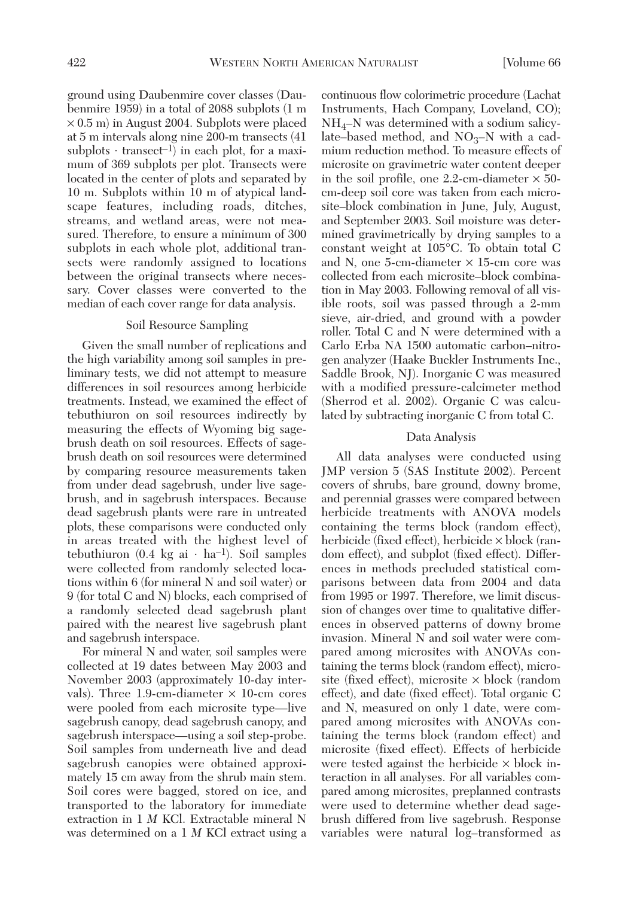ground using Daubenmire cover classes (Daubenmire 1959) in a total of 2088 subplots (1 m × 0.5 m) in August 2004. Subplots were placed at 5 m intervals along nine 200-m transects (41 subplots · $transect^{-1}$) in each plot, for a maximum of 369 subplots per plot. Transects were located in the center of plots and separated by 10 m. Subplots within 10 m of atypical landscape features, including roads, ditches, streams, and wetland areas, were not measured. Therefore, to ensure a minimum of 300 subplots in each whole plot, additional transects were randomly assigned to locations between the original transects where necessary. Cover classes were converted to the median of each cover range for data analysis.

### Soil Resource Sampling

Given the small number of replications and the high variability among soil samples in preliminary tests, we did not attempt to measure differences in soil resources among herbicide treatments. Instead, we examined the effect of tebuthiuron on soil resources indirectly by measuring the effects of Wyoming big sagebrush death on soil resources. Effects of sagebrush death on soil resources were determined by comparing resource measurements taken from under dead sagebrush, under live sagebrush, and in sagebrush interspaces. Because dead sagebrush plants were rare in untreated plots, these comparisons were conducted only in areas treated with the highest level of tebuthiuron (0.4 kg ai · $ha^{-1}$). Soil samples were collected from randomly selected locations within 6 (for mineral N and soil water) or 9 (for total C and N) blocks, each comprised of a randomly selected dead sagebrush plant paired with the nearest live sagebrush plant and sagebrush interspace.

For mineral N and water, soil samples were collected at 19 dates between May 2003 and November 2003 (approximately 10-day intervals). Three 1.9-cm-diameter × 10-cm cores were pooled from each microsite type—live sagebrush canopy, dead sagebrush canopy, and sagebrush interspace—using a soil step-probe. Soil samples from underneath live and dead sagebrush canopies were obtained approximately 15 cm away from the shrub main stem. Soil cores were bagged, stored on ice, and transported to the laboratory for immediate extraction in 1 *M* KCl. Extractable mineral N was determined on a 1 *M* KCl extract using a continuous flow colorimetric procedure (Lachat Instruments, Hach Company, Loveland, CO); $NH_4$–N was determined with a sodium salicylate–based method, and $NO_3$–N with a cadmium reduction method. To measure effects of microsite on gravimetric water content deeper in the soil profile, one 2.2-cm-diameter × 50-cm-deep soil core was taken from each microsite–block combination in June, July, August, and September 2003. Soil moisture was determined gravimetrically by drying samples to a constant weight at 105°C. To obtain total C and N, one 5-cm-diameter × 15-cm core was collected from each microsite–block combination in May 2003. Following removal of all visible roots, soil was passed through a 2-mm sieve, air-dried, and ground with a powder roller. Total C and N were determined with a Carlo Erba NA 1500 automatic carbon–nitrogen analyzer (Haake Buckler Instruments Inc., Saddle Brook, NJ). Inorganic C was measured with a modified pressure-calcimeter method (Sherrod et al. 2002). Organic C was calculated by subtracting inorganic C from total C.

### Data Analysis

All data analyses were conducted using JMP version 5 (SAS Institute 2002). Percent covers of shrubs, bare ground, downy brome, and perennial grasses were compared between herbicide treatments with ANOVA models containing the terms block (random effect), herbicide (fixed effect), herbicide × block (random effect), and subplot (fixed effect). Differences in methods precluded statistical comparisons between data from 2004 and data from 1995 or 1997. Therefore, we limit discussion of changes over time to qualitative differences in observed patterns of downy brome invasion. Mineral N and soil water were compared among microsites with ANOVAs containing the terms block (random effect), microsite (fixed effect), microsite × block (random effect), and date (fixed effect). Total organic C and N, measured on only 1 date, were compared among microsites with ANOVAs containing the terms block (random effect) and microsite (fixed effect). Effects of herbicide were tested against the herbicide × block interaction in all analyses. For all variables compared among microsites, preplanned contrasts were used to determine whether dead sagebrush differed from live sagebrush. Response variables were natural log–transformed as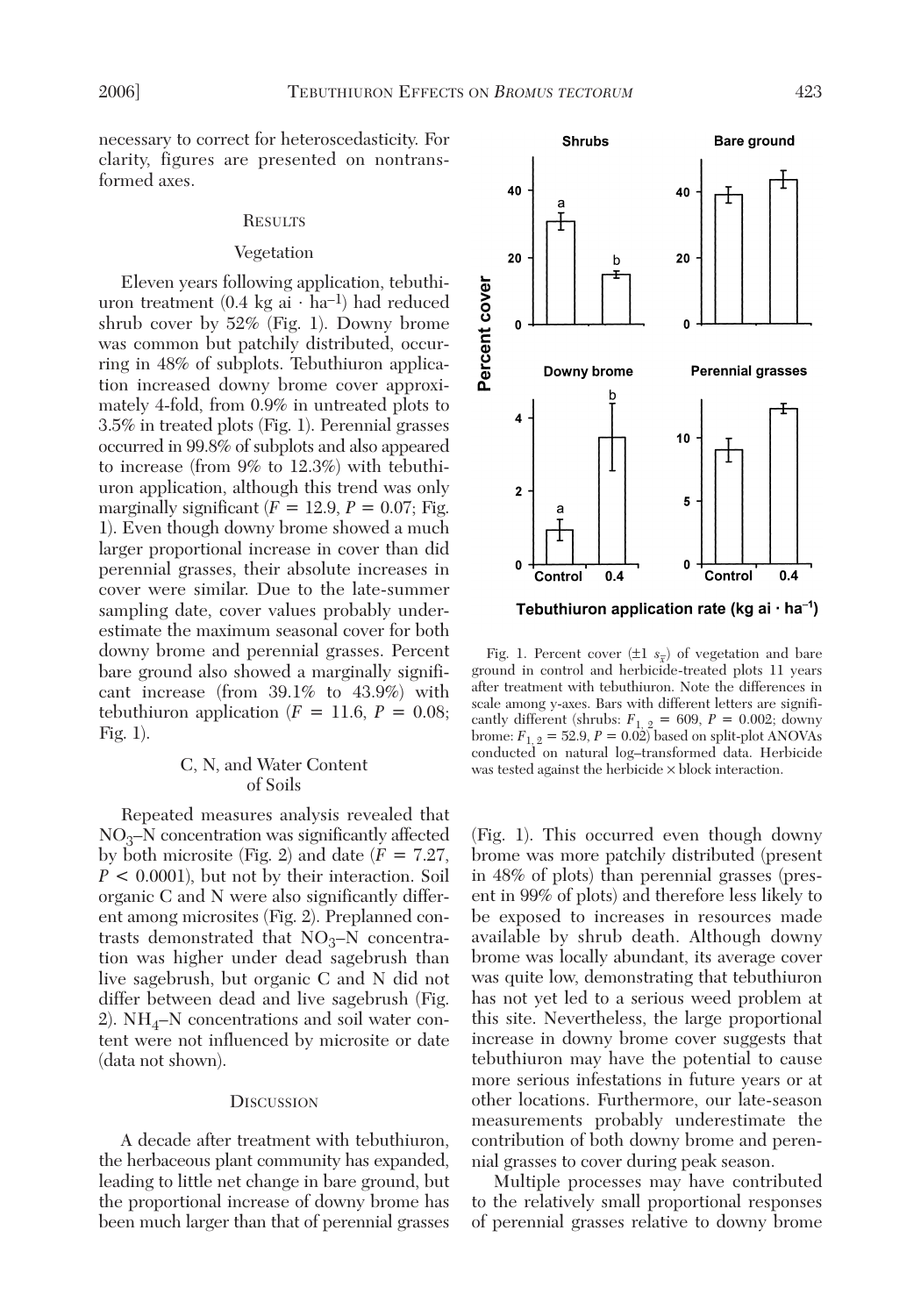necessary to correct for heteroscedasticity. For clarity, figures are presented on nontransformed axes.

## Results

### Vegetation

Eleven years following application, tebuthiuron treatment (0.4 kg ai · ha$^{-1}$) had reduced shrub cover by 52% (Fig. 1). Downy brome was common but patchily distributed, occurring in 48% of subplots. Tebuthiuron application increased downy brome cover approximately 4-fold, from 0.9% in untreated plots to 3.5% in treated plots (Fig. 1). Perennial grasses occurred in 99.8% of subplots and also appeared to increase (from 9% to 12.3%) with tebuthiuron application, although this trend was only marginally significant ($F = 12.9$, $P = 0.07$; Fig. 1). Even though downy brome showed a much larger proportional increase in cover than did perennial grasses, their absolute increases in cover were similar. Due to the late-summer sampling date, cover values probably underestimate the maximum seasonal cover for both downy brome and perennial grasses. Percent bare ground also showed a marginally significant increase (from 39.1% to 43.9%) with tebuthiuron application ($F = 11.6$, $P = 0.08$; Fig. 1).

### C, N, and Water Content of Soils

Repeated measures analysis revealed that $NO_3$–N concentration was significantly affected by both microsite (Fig. 2) and date ($F = 7.27$, $P < 0.0001$), but not by their interaction. Soil organic C and N were also significantly different among microsites (Fig. 2). Preplanned contrasts demonstrated that $NO_3$–N concentration was higher under dead sagebrush than live sagebrush, but organic C and N did not differ between dead and live sagebrush (Fig. 2). $NH_4$–N concentrations and soil water content were not influenced by microsite or date (data not shown).

## Discussion

A decade after treatment with tebuthiuron, the herbaceous plant community has expanded, leading to little net change in bare ground, but the proportional increase of downy brome has been much larger than that of perennial grasses (Fig. 1). This occurred even though downy brome was more patchily distributed (present in 48% of plots) than perennial grasses (present in 99% of plots) and therefore less likely to be exposed to increases in resources made available by shrub death. Although downy brome was locally abundant, its average cover was quite low, demonstrating that tebuthiuron has not yet led to a serious weed problem at this site. Nevertheless, the large proportional increase in downy brome cover suggests that tebuthiuron may have the potential to cause more serious infestations in future years or at other locations. Furthermore, our late-season measurements probably underestimate the contribution of both downy brome and perennial grasses to cover during peak season.

Multiple processes may have contributed to the relatively small proportional responses of perennial grasses relative to downy brome

Fig. 1. Percent cover ($\pm 1\ s_{\bar{x}}$) of vegetation and bare ground in control and herbicide-treated plots 11 years after treatment with tebuthiuron. Note the differences in scale among y-axes. Bars with different letters are significantly different (shrubs: $F_{1,\ 2} = 609$, $P = 0.002$; downy brome: $F_{1,\ 2} = 52.9$, $P = 0.02$) based on split-plot ANOVAs conducted on natural log–transformed data. Herbicide was tested against the herbicide × block interaction.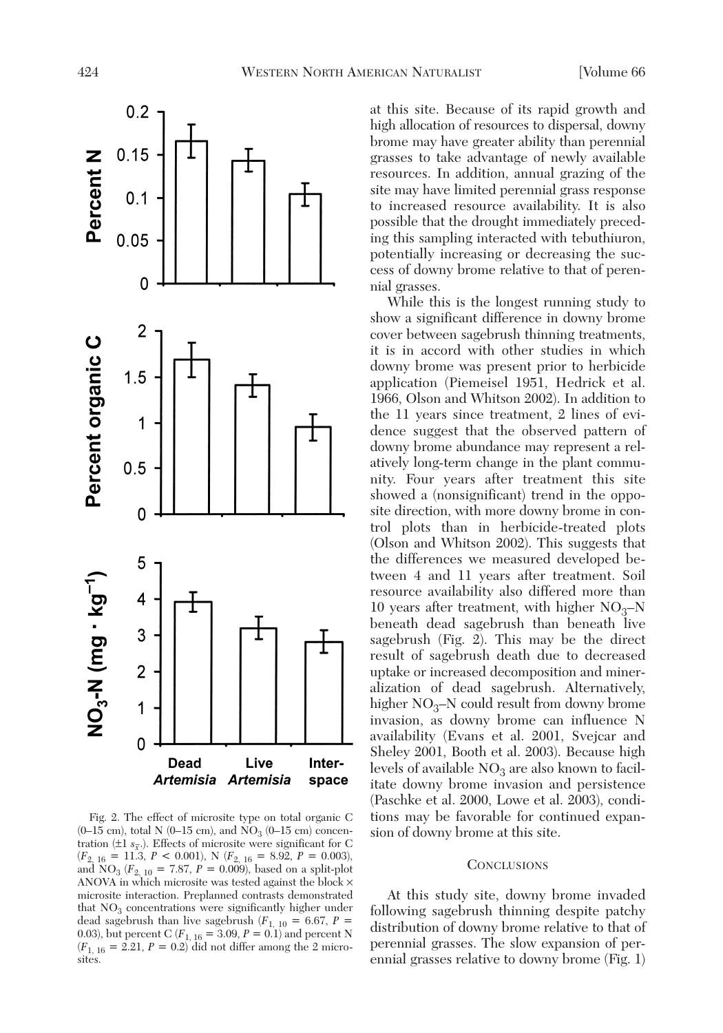Fig. 2. The effect of microsite type on total organic C (0–15 cm), total N (0–15 cm), and $NO_3$ (0–15 cm) concentration (±1 $s_{\bar{x}}$). Effects of microsite were significant for C ($F_{2,\ 16}$ = 11.3, $P$ < 0.001), N ($F_{2,\ 16}$ = 8.92, $P$ = 0.003), and $NO_3$ ($F_{2,\ 10}$ = 7.87, $P$ = 0.009), based on a split-plot ANOVA in which microsite was tested against the block × microsite interaction. Preplanned contrasts demonstrated that $NO_3$ concentrations were significantly higher under dead sagebrush than live sagebrush ($F_{1,\ 10}$ = 6.67, $P$ = 0.03), but percent C ($F_{1,\ 16}$ = 3.09, $P$ = 0.1) and percent N ($F_{1,\ 16}$ = 2.21, $P$ = 0.2) did not differ among the 2 microsites.

at this site. Because of its rapid growth and high allocation of resources to dispersal, downy brome may have greater ability than perennial grasses to take advantage of newly available resources. In addition, annual grazing of the site may have limited perennial grass response to increased resource availability. It is also possible that the drought immediately preceding this sampling interacted with tebuthiuron, potentially increasing or decreasing the success of downy brome relative to that of perennial grasses.

While this is the longest running study to show a significant difference in downy brome cover between sagebrush thinning treatments, it is in accord with other studies in which downy brome was present prior to herbicide application (Piemeisel 1951, Hedrick et al. 1966, Olson and Whitson 2002). In addition to the 11 years since treatment, 2 lines of evidence suggest that the observed pattern of downy brome abundance may represent a relatively long-term change in the plant community. Four years after treatment this site showed a (nonsignificant) trend in the opposite direction, with more downy brome in control plots than in herbicide-treated plots (Olson and Whitson 2002). This suggests that the differences we measured developed between 4 and 11 years after treatment. Soil resource availability also differed more than 10 years after treatment, with higher $NO_3$–N beneath dead sagebrush than beneath live sagebrush (Fig. 2). This may be the direct result of sagebrush death due to decreased uptake or increased decomposition and mineralization of dead sagebrush. Alternatively, higher $NO_3$–N could result from downy brome invasion, as downy brome can influence N availability (Evans et al. 2001, Svejcar and Sheley 2001, Booth et al. 2003). Because high levels of available $NO_3$ are also known to facilitate downy brome invasion and persistence (Paschke et al. 2000, Lowe et al. 2003), conditions may be favorable for continued expansion of downy brome at this site.

## Conclusions

At this study site, downy brome invaded following sagebrush thinning despite patchy distribution of downy brome relative to that of perennial grasses. The slow expansion of perennial grasses relative to downy brome (Fig. 1)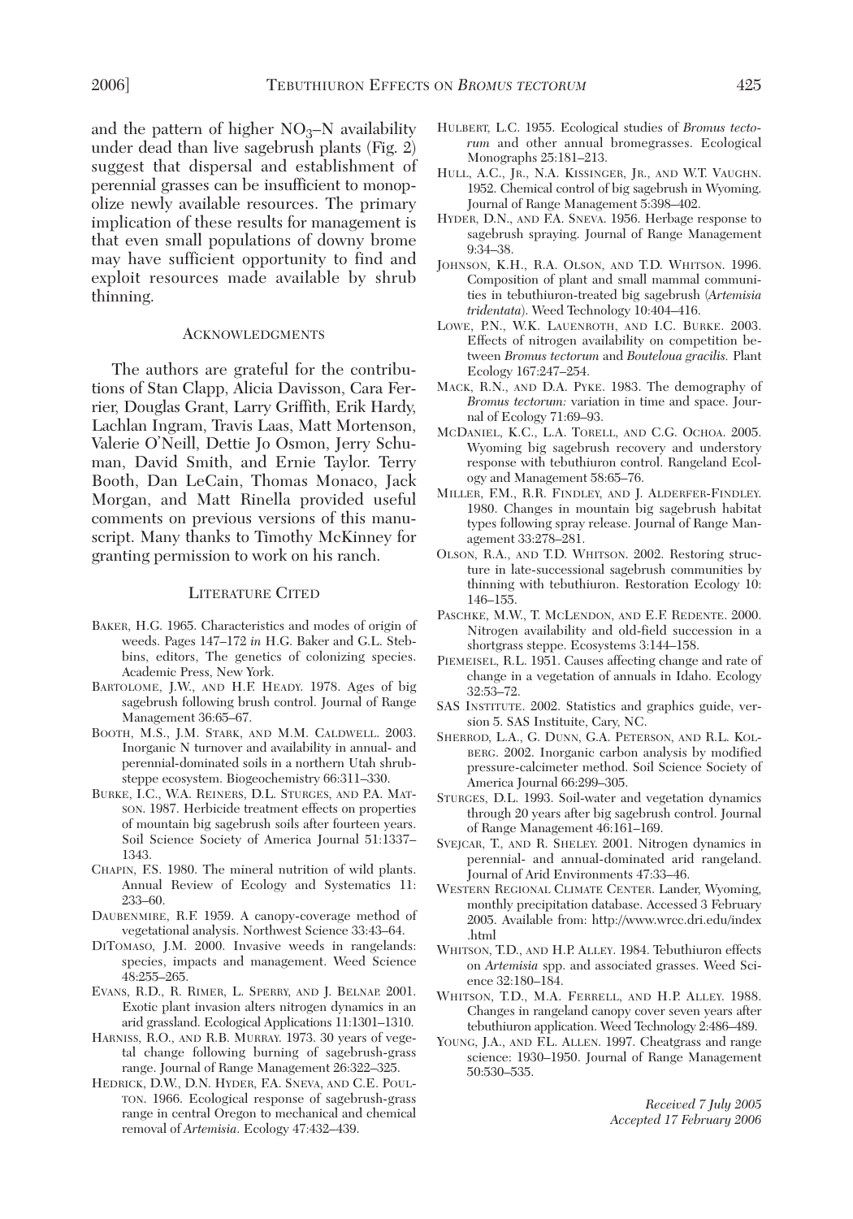and the pattern of higher $NO_3$–N availability under dead than live sagebrush plants (Fig. 2) suggest that dispersal and establishment of perennial grasses can be insufficient to monopolize newly available resources. The primary implication of these results for management is that even small populations of downy brome may have sufficient opportunity to find and exploit resources made available by shrub thinning.

## ACKNOWLEDGMENTS

The authors are grateful for the contributions of Stan Clapp, Alicia Davisson, Cara Ferrier, Douglas Grant, Larry Griffith, Erik Hardy, Lachlan Ingram, Travis Laas, Matt Mortenson, Valerie O'Neill, Dettie Jo Osmon, Jerry Schuman, David Smith, and Ernie Taylor. Terry Booth, Dan LeCain, Thomas Monaco, Jack Morgan, and Matt Rinella provided useful comments on previous versions of this manuscript. Many thanks to Timothy McKinney for granting permission to work on his ranch.

## LITERATURE CITED

BAKER, H.G. 1965. Characteristics and modes of origin of weeds. Pages 147–172 *in* H.G. Baker and G.L. Stebbins, editors, The genetics of colonizing species. Academic Press, New York.

BARTOLOME, J.W., AND H.F. HEADY. 1978. Ages of big sagebrush following brush control. Journal of Range Management 36:65–67.

BOOTH, M.S., J.M. STARK, AND M.M. CALDWELL. 2003. Inorganic N turnover and availability in annual- and perennial-dominated soils in a northern Utah shrub-steppe ecosystem. Biogeochemistry 66:311–330.

BURKE, I.C., W.A. REINERS, D.L. STURGES, AND P.A. MATSON. 1987. Herbicide treatment effects on properties of mountain big sagebrush soils after fourteen years. Soil Science Society of America Journal 51:1337–1343.

CHAPIN, F.S. 1980. The mineral nutrition of wild plants. Annual Review of Ecology and Systematics 11: 233–60.

DAUBENMIRE, R.F. 1959. A canopy-coverage method of vegetational analysis. Northwest Science 33:43–64.

DITOMASO, J.M. 2000. Invasive weeds in rangelands: species, impacts and management. Weed Science 48:255–265.

EVANS, R.D., R. RIMER, L. SPERRY, AND J. BELNAP. 2001. Exotic plant invasion alters nitrogen dynamics in an arid grassland. Ecological Applications 11:1301–1310.

HARNISS, R.O., AND R.B. MURRAY. 1973. 30 years of vegetal change following burning of sagebrush-grass range. Journal of Range Management 26:322–325.

HEDRICK, D.W., D.N. HYDER, F.A. SNEVA, AND C.E. POULTON. 1966. Ecological response of sagebrush-grass range in central Oregon to mechanical and chemical removal of *Artemisia*. Ecology 47:432–439.

HULBERT, L.C. 1955. Ecological studies of *Bromus tectorum* and other annual bromegrasses. Ecological Monographs 25:181–213.

HULL, A.C., JR., N.A. KISSINGER, JR., AND W.T. VAUGHN. 1952. Chemical control of big sagebrush in Wyoming. Journal of Range Management 5:398–402.

HYDER, D.N., AND F.A. SNEVA. 1956. Herbage response to sagebrush spraying. Journal of Range Management 9:34–38.

JOHNSON, K.H., R.A. OLSON, AND T.D. WHITSON. 1996. Composition of plant and small mammal communities in tebuthiuron-treated big sagebrush (*Artemisia tridentata*). Weed Technology 10:404–416.

LOWE, P.N., W.K. LAUENROTH, AND I.C. BURKE. 2003. Effects of nitrogen availability on competition between *Bromus tectorum* and *Bouteloua gracilis*. Plant Ecology 167:247–254.

MACK, R.N., AND D.A. PYKE. 1983. The demography of *Bromus tectorum:* variation in time and space. Journal of Ecology 71:69–93.

MCDANIEL, K.C., L.A. TORELL, AND C.G. OCHOA. 2005. Wyoming big sagebrush recovery and understory response with tebuthiuron control. Rangeland Ecology and Management 58:65–76.

MILLER, F.M., R.R. FINDLEY, AND J. ALDERFER-FINDLEY. 1980. Changes in mountain big sagebrush habitat types following spray release. Journal of Range Management 33:278–281.

OLSON, R.A., AND T.D. WHITSON. 2002. Restoring structure in late-successional sagebrush communities by thinning with tebuthiuron. Restoration Ecology 10: 146–155.

PASCHKE, M.W., T. MCLENDON, AND E.F. REDENTE. 2000. Nitrogen availability and old-field succession in a shortgrass steppe. Ecosystems 3:144–158.

PIEMEISEL, R.L. 1951. Causes affecting change and rate of change in a vegetation of annuals in Idaho. Ecology 32:53–72.

SAS INSTITUTE. 2002. Statistics and graphics guide, version 5. SAS Instituite, Cary, NC.

SHERROD, L.A., G. DUNN, G.A. PETERSON, AND R.L. KOLBERG. 2002. Inorganic carbon analysis by modified pressure-calcimeter method. Soil Science Society of America Journal 66:299–305.

STURGES, D.L. 1993. Soil-water and vegetation dynamics through 20 years after big sagebrush control. Journal of Range Management 46:161–169.

SVEJCAR, T., AND R. SHELEY. 2001. Nitrogen dynamics in perennial- and annual-dominated arid rangeland. Journal of Arid Environments 47:33–46.

WESTERN REGIONAL CLIMATE CENTER. Lander, Wyoming, monthly precipitation database. Accessed 3 February 2005. Available from: http://www.wrcc.dri.edu/index.html

WHITSON, T.D., AND H.P. ALLEY. 1984. Tebuthiuron effects on *Artemisia* spp. and associated grasses. Weed Science 32:180–184.

WHITSON, T.D., M.A. FERRELL, AND H.P. ALLEY. 1988. Changes in rangeland canopy cover seven years after tebuthiuron application. Weed Technology 2:486–489.

YOUNG, J.A., AND F.L. ALLEN. 1997. Cheatgrass and range science: 1930–1950. Journal of Range Management 50:530–535.

*Received 7 July 2005*
*Accepted 17 February 2006*